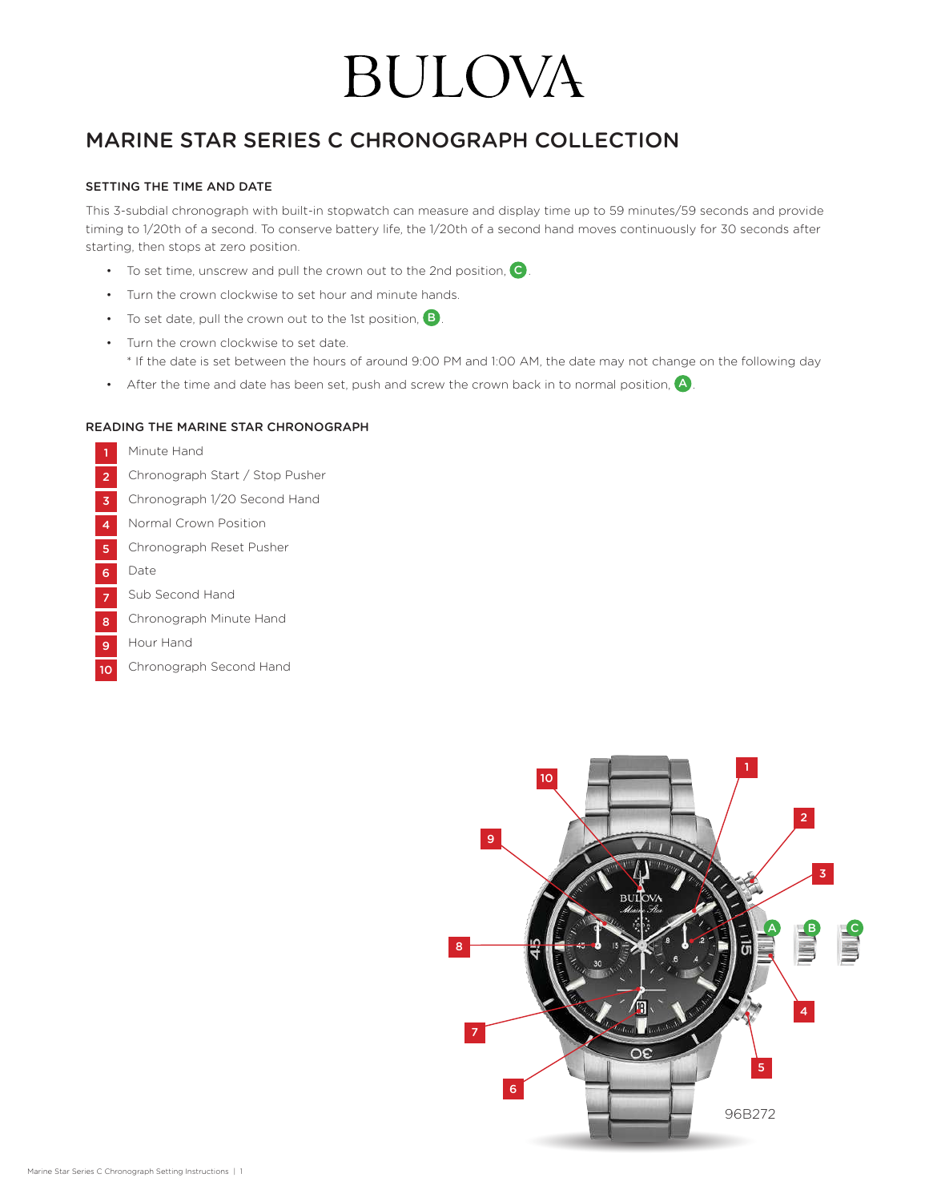# BULOVA

## MARINE STAR SERIES C CHRONOGRAPH COLLECTION

### SETTING THE TIME AND DATE

This 3-subdial chronograph with built-in stopwatch can measure and display time up to 59 minutes/59 seconds and provide timing to 1/20th of a second. To conserve battery life, the 1/20th of a second hand moves continuously for 30 seconds after starting, then stops at zero position.

- To set time, unscrew and pull the crown out to the 2nd position, C.
- Turn the crown clockwise to set hour and minute hands.
- To set date, pull the crown out to the 1st position, B.
- Turn the crown clockwise to set date.
  * If the date is set between the hours of around 9:00 PM and 1:00 AM, the date may not change on the following day
- After the time and date has been set, push and screw the crown back in to normal position, A.

### READING THE MARINE STAR CHRONOGRAPH

1. Minute Hand
2. Chronograph Start / Stop Pusher
3. Chronograph 1/20 Second Hand
4. Normal Crown Position
5. Chronograph Reset Pusher
6. Date
7. Sub Second Hand
8. Chronograph Minute Hand
9. Hour Hand
10. Chronograph Second Hand

96B272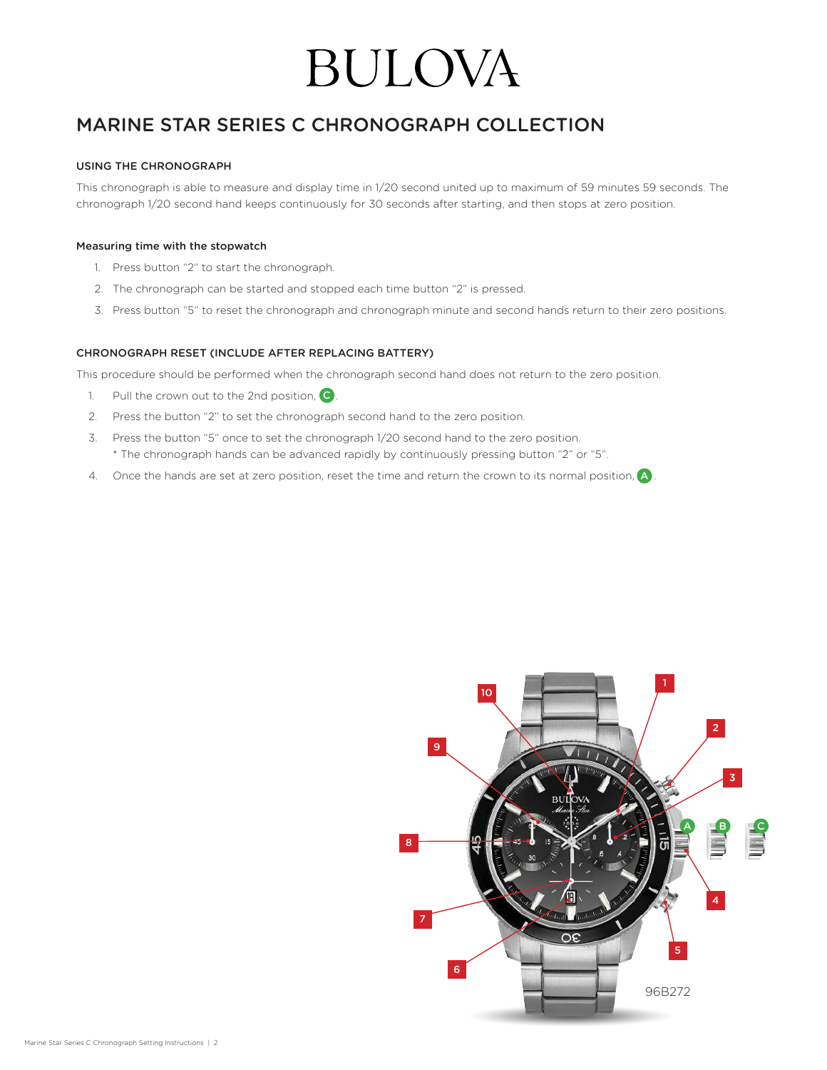# BULOVA

## MARINE STAR SERIES C CHRONOGRAPH COLLECTION

### USING THE CHRONOGRAPH

This chronograph is able to measure and display time in 1/20 second united up to maximum of 59 minutes 59 seconds. The chronograph 1/20 second hand keeps continuously for 30 seconds after starting, and then stops at zero position.

**Measuring time with the stopwatch**

1. Press button "2" to start the chronograph.
2. The chronograph can be started and stopped each time button "2" is pressed.
3. Press button "5" to reset the chronograph and chronograph minute and second hands return to their zero positions.

### CHRONOGRAPH RESET (INCLUDE AFTER REPLACING BATTERY)

This procedure should be performed when the chronograph second hand does not return to the zero position.

1. Pull the crown out to the 2nd position, C.
2. Press the button "2" to set the chronograph second hand to the zero position.
3. Press the button "5" once to set the chronograph 1/20 second hand to the zero position.
   * The chronograph hands can be advanced rapidly by continuously pressing button "2" or "5".
4. Once the hands are set at zero position, reset the time and return the crown to its normal position, A.

10
1
2
9
3
A
B
C
8
4
7
5
6
96B272